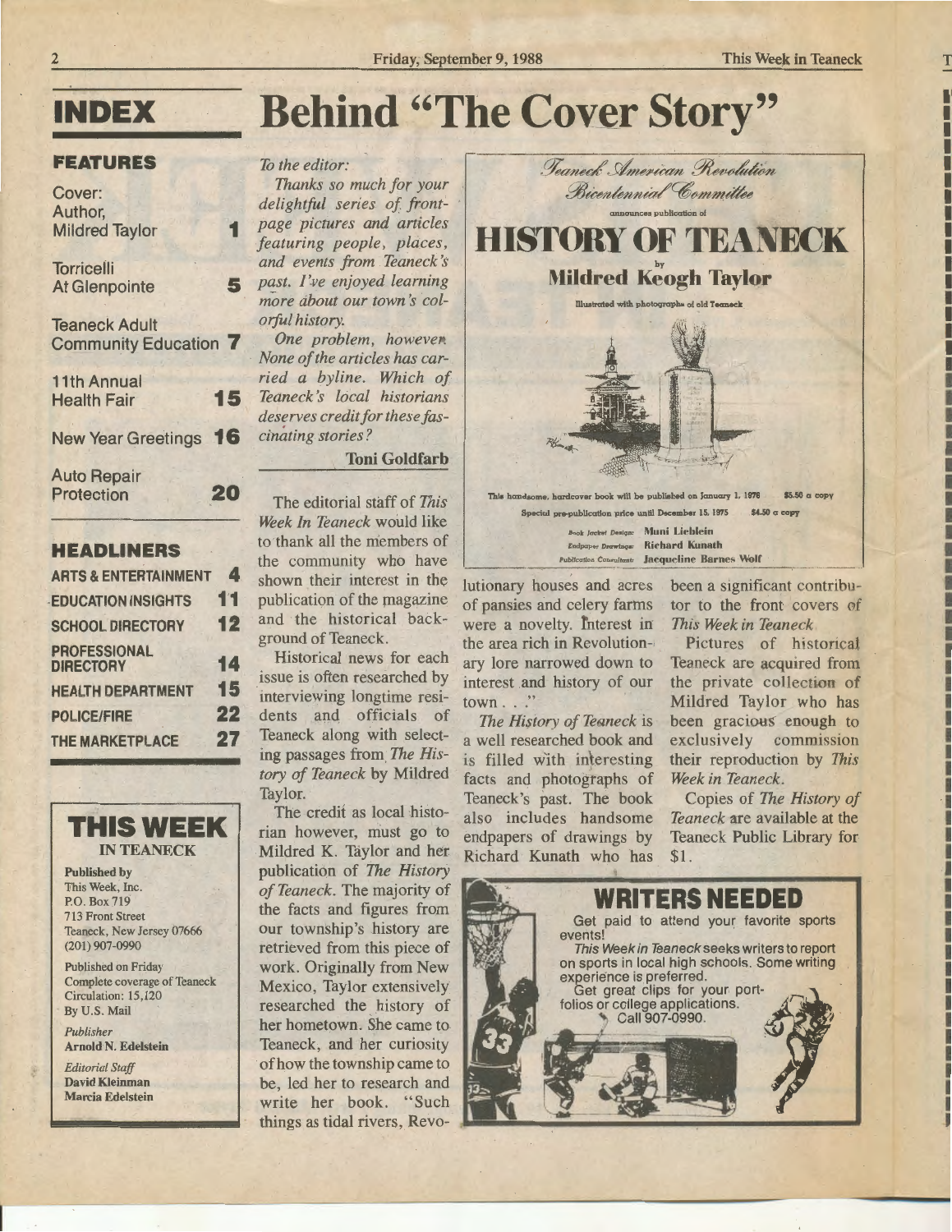# INDEX

## FEATURES

Cover: Author, Mildred Taylor — 1

Torricelli At Glenpointe — 5

Teaneck Adult Community Education — 7

11th Annual Health Fair — 15

New Year Greetings — 16

Auto Repair Protection — 20

## HEADLINERS

| | |
|---|---|
| ARTS & ENTERTAINMENT | 4 |
| EDUCATION INSIGHTS | 11 |
| SCHOOL DIRECTORY | 12 |
| PROFESSIONAL DIRECTORY | 14 |
| HEALTH DEPARTMENT | 15 |
| POLICE/FIRE | 22 |
| THE MARKETPLACE | 27 |

## THIS WEEK IN TEANECK

**Published by**
This Week, Inc.
P.O. Box 719
713 Front Street
Teaneck, New Jersey 07666
(201) 907-0990

Published on Friday
Complete coverage of Teaneck
Circulation: 15,120
By U.S. Mail

*Publisher*
**Arnold N. Edelstein**

*Editorial Staff*
**David Kleinman**
**Marcia Edelstein**

# Behind "The Cover Story"

*To the editor:*

*Thanks so much for your delightful series of front-page pictures and articles featuring people, places, and events from Teaneck's past. I've enjoyed learning more about our town's colorful history.*

*One problem, however. None of the articles has carried a byline. Which of Teaneck's local historians deserves credit for these fascinating stories?*

**Toni Goldfarb**

The editorial staff of *This Week In Teaneck* would like to thank all the members of the community who have shown their interest in the publication of the magazine and the historical background of Teaneck.

Historical news for each issue is often researched by interviewing longtime residents and officials of Teaneck along with selecting passages from *The History of Teaneck* by Mildred Taylor.

The credit as local historian however, must go to Mildred K. Taylor and her publication of *The History of Teaneck*. The majority of the facts and figures from our township's history are retrieved from this piece of work. Originally from New Mexico, Taylor extensively researched the history of her hometown. She came to Teaneck, and her curiosity of how the township came to be, led her to research and write her book. "Such things as tidal rivers, Revolutionary houses and acres of pansies and celery farms were a novelty. Interest in the area rich in Revolutionary lore narrowed down to interest and history of our town . . ."

*The History of Teaneck* is a well researched book and is filled with interesting facts and photographs of Teaneck's past. The book also includes handsome endpapers of drawings by Richard Kunath who has been a significant contributor to the front covers of *This Week in Teaneck*.

Pictures of historical Teaneck are acquired from the private collection of Mildred Taylor who has been gracious enough to exclusively commission their reproduction by *This Week in Teaneck*.

Copies of *The History of Teaneck* are available at the Teaneck Public Library for $1.

---

*Teaneck American Revolution Bicentennial Committee*

announces publication of

## HISTORY OF TEANECK

by

**Mildred Keogh Taylor**

Illustrated with photographs of old Teaneck

This handsome, hardcover book will be published on January 1, 1976 — $5.50 a copy

Special pre-publication price until December 15, 1975 — $4.50 a copy

Book Jacket Design: **Muni Lieblein**
Endpaper Drawings: **Richard Kunath**
Publication Consultant: **Jacqueline Barnes Wolf**

---

## WRITERS NEEDED

Get paid to attend your favorite sports events!

*This Week in Teaneck* seeks writers to report on sports in local high schools. Some writing experience is preferred.

Get great clips for your portfolios or college applications.

Call 907-0990.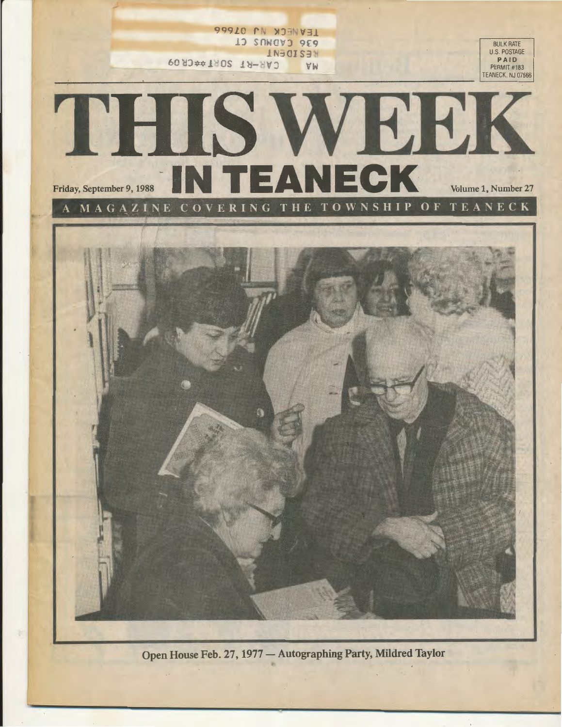MA CAR-RT SORT**CR09
RESIDENT
636 CADMUS CT
TEANECK NJ 07666

BULK RATE
U.S. POSTAGE
PAID
PERMIT #183
TEANECK, NJ 07666

# THIS WEEK IN TEANECK

Friday, September 9, 1988 — Volume 1, Number 27

A MAGAZINE COVERING THE TOWNSHIP OF TEANECK

Open House Feb. 27, 1977 — Autographing Party, Mildred Taylor